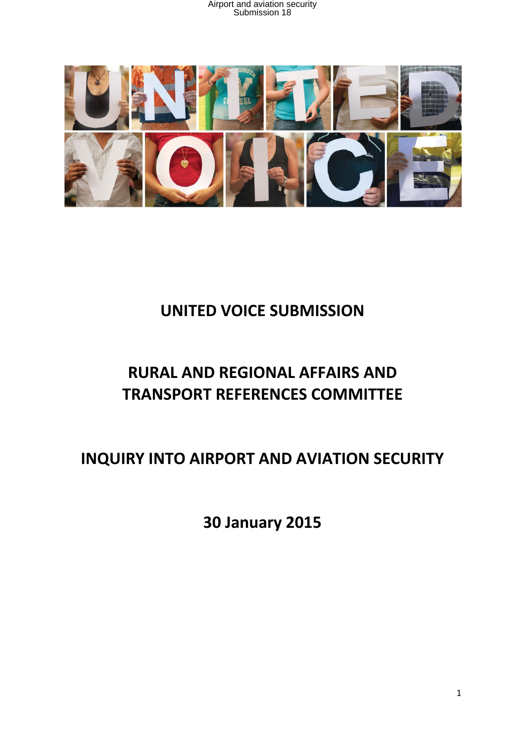# UNITED VOICE SUBMISSION

## RURAL AND REGIONAL AFFAIRS AND TRANSPORT REFERENCES COMMITTEE

## INQUIRY INTO AIRPORT AND AVIATION SECURITY

**30 January 2015**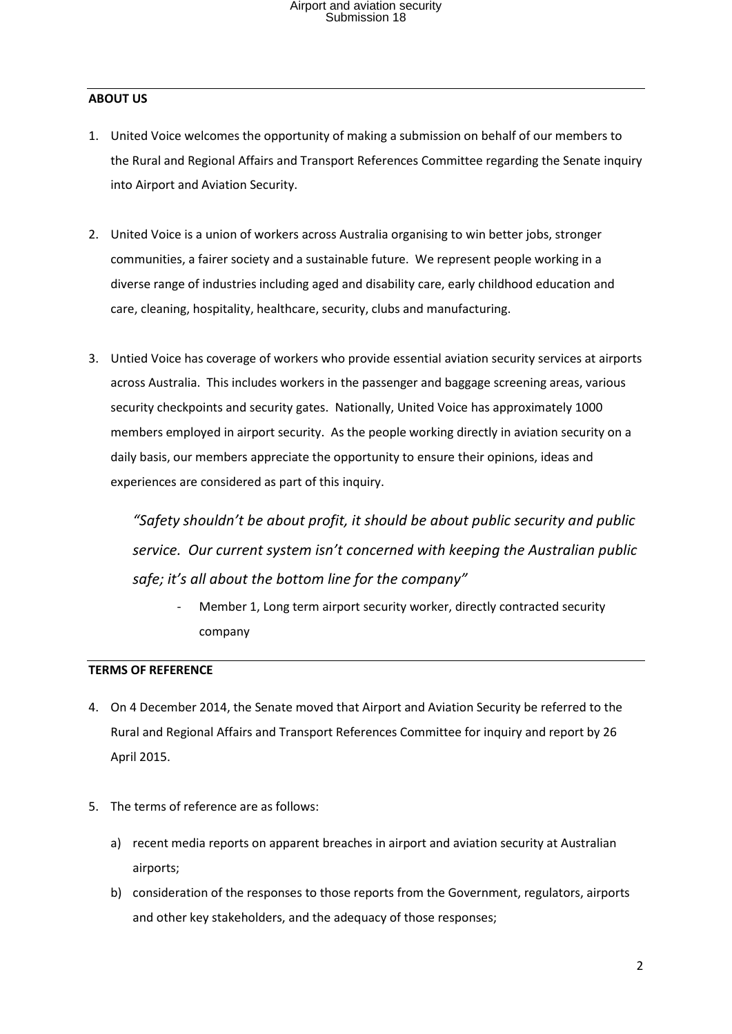**ABOUT US**

1. United Voice welcomes the opportunity of making a submission on behalf of our members to the Rural and Regional Affairs and Transport References Committee regarding the Senate inquiry into Airport and Aviation Security.

2. United Voice is a union of workers across Australia organising to win better jobs, stronger communities, a fairer society and a sustainable future. We represent people working in a diverse range of industries including aged and disability care, early childhood education and care, cleaning, hospitality, healthcare, security, clubs and manufacturing.

3. Untied Voice has coverage of workers who provide essential aviation security services at airports across Australia. This includes workers in the passenger and baggage screening areas, various security checkpoints and security gates. Nationally, United Voice has approximately 1000 members employed in airport security. As the people working directly in aviation security on a daily basis, our members appreciate the opportunity to ensure their opinions, ideas and experiences are considered as part of this inquiry.

> *"Safety shouldn't be about profit, it should be about public security and public service. Our current system isn't concerned with keeping the Australian public safe; it's all about the bottom line for the company"*
>
> - Member 1, Long term airport security worker, directly contracted security company

**TERMS OF REFERENCE**

4. On 4 December 2014, the Senate moved that Airport and Aviation Security be referred to the Rural and Regional Affairs and Transport References Committee for inquiry and report by 26 April 2015.

5. The terms of reference are as follows:

   a) recent media reports on apparent breaches in airport and aviation security at Australian airports;

   b) consideration of the responses to those reports from the Government, regulators, airports and other key stakeholders, and the adequacy of those responses;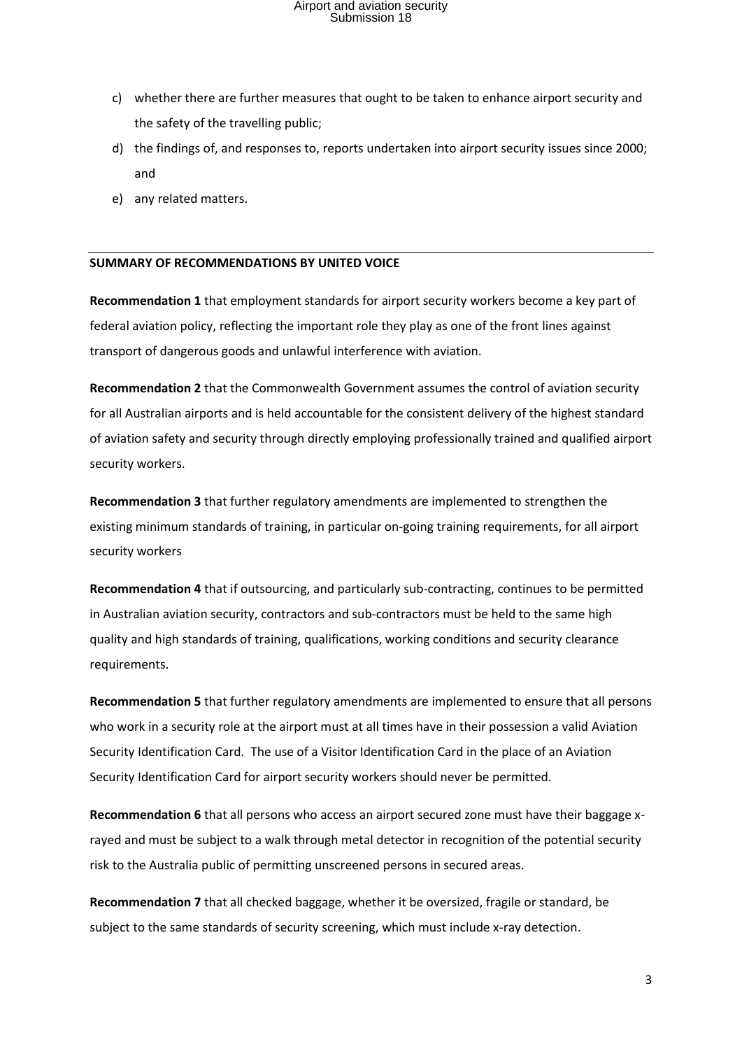c) whether there are further measures that ought to be taken to enhance airport security and the safety of the travelling public;

d) the findings of, and responses to, reports undertaken into airport security issues since 2000; and

e) any related matters.

---

**SUMMARY OF RECOMMENDATIONS BY UNITED VOICE**

**Recommendation 1** that employment standards for airport security workers become a key part of federal aviation policy, reflecting the important role they play as one of the front lines against transport of dangerous goods and unlawful interference with aviation.

**Recommendation 2** that the Commonwealth Government assumes the control of aviation security for all Australian airports and is held accountable for the consistent delivery of the highest standard of aviation safety and security through directly employing professionally trained and qualified airport security workers.

**Recommendation 3** that further regulatory amendments are implemented to strengthen the existing minimum standards of training, in particular on-going training requirements, for all airport security workers

**Recommendation 4** that if outsourcing, and particularly sub-contracting, continues to be permitted in Australian aviation security, contractors and sub-contractors must be held to the same high quality and high standards of training, qualifications, working conditions and security clearance requirements.

**Recommendation 5** that further regulatory amendments are implemented to ensure that all persons who work in a security role at the airport must at all times have in their possession a valid Aviation Security Identification Card. The use of a Visitor Identification Card in the place of an Aviation Security Identification Card for airport security workers should never be permitted.

**Recommendation 6** that all persons who access an airport secured zone must have their baggage x-rayed and must be subject to a walk through metal detector in recognition of the potential security risk to the Australia public of permitting unscreened persons in secured areas.

**Recommendation 7** that all checked baggage, whether it be oversized, fragile or standard, be subject to the same standards of security screening, which must include x-ray detection.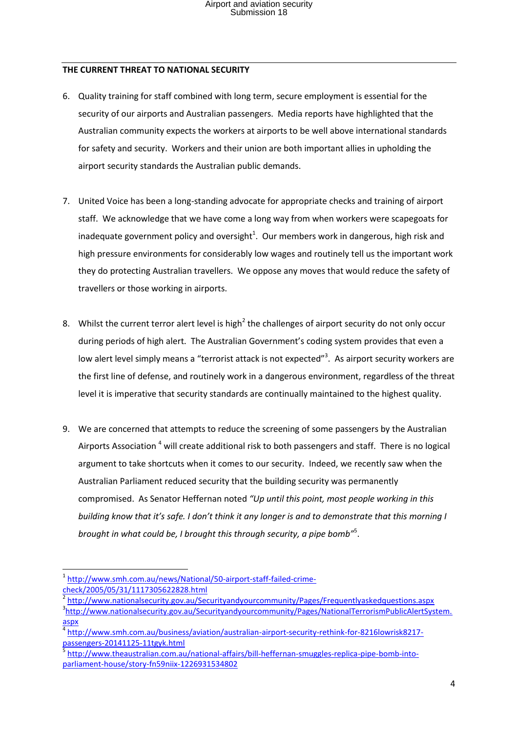## THE CURRENT THREAT TO NATIONAL SECURITY

6. Quality training for staff combined with long term, secure employment is essential for the security of our airports and Australian passengers. Media reports have highlighted that the Australian community expects the workers at airports to be well above international standards for safety and security. Workers and their union are both important allies in upholding the airport security standards the Australian public demands.

7. United Voice has been a long-standing advocate for appropriate checks and training of airport staff. We acknowledge that we have come a long way from when workers were scapegoats for inadequate government policy and oversight[1]. Our members work in dangerous, high risk and high pressure environments for considerably low wages and routinely tell us the important work they do protecting Australian travellers. We oppose any moves that would reduce the safety of travellers or those working in airports.

8. Whilst the current terror alert level is high[2] the challenges of airport security do not only occur during periods of high alert. The Australian Government's coding system provides that even a low alert level simply means a "terrorist attack is not expected"[3]. As airport security workers are the first line of defense, and routinely work in a dangerous environment, regardless of the threat level it is imperative that security standards are continually maintained to the highest quality.

9. We are concerned that attempts to reduce the screening of some passengers by the Australian Airports Association [4] will create additional risk to both passengers and staff. There is no logical argument to take shortcuts when it comes to our security. Indeed, we recently saw when the Australian Parliament reduced security that the building security was permanently compromised. As Senator Heffernan noted *"Up until this point, most people working in this building know that it's safe. I don't think it any longer is and to demonstrate that this morning I brought in what could be, I brought this through security, a pipe bomb"*[5].

---

[1] http://www.smh.com.au/news/National/50-airport-staff-failed-crime-check/2005/05/31/1117305622828.html

[2] http://www.nationalsecurity.gov.au/Securityandyourcommunity/Pages/Frequentlyaskedquestions.aspx

[3] http://www.nationalsecurity.gov.au/Securityandyourcommunity/Pages/NationalTerrorismPublicAlertSystem.aspx

[4] http://www.smh.com.au/business/aviation/australian-airport-security-rethink-for-8216lowrisk8217-passengers-20141125-11tgyk.html

[5] http://www.theaustralian.com.au/national-affairs/bill-heffernan-smuggles-replica-pipe-bomb-into-parliament-house/story-fn59niix-1226931534802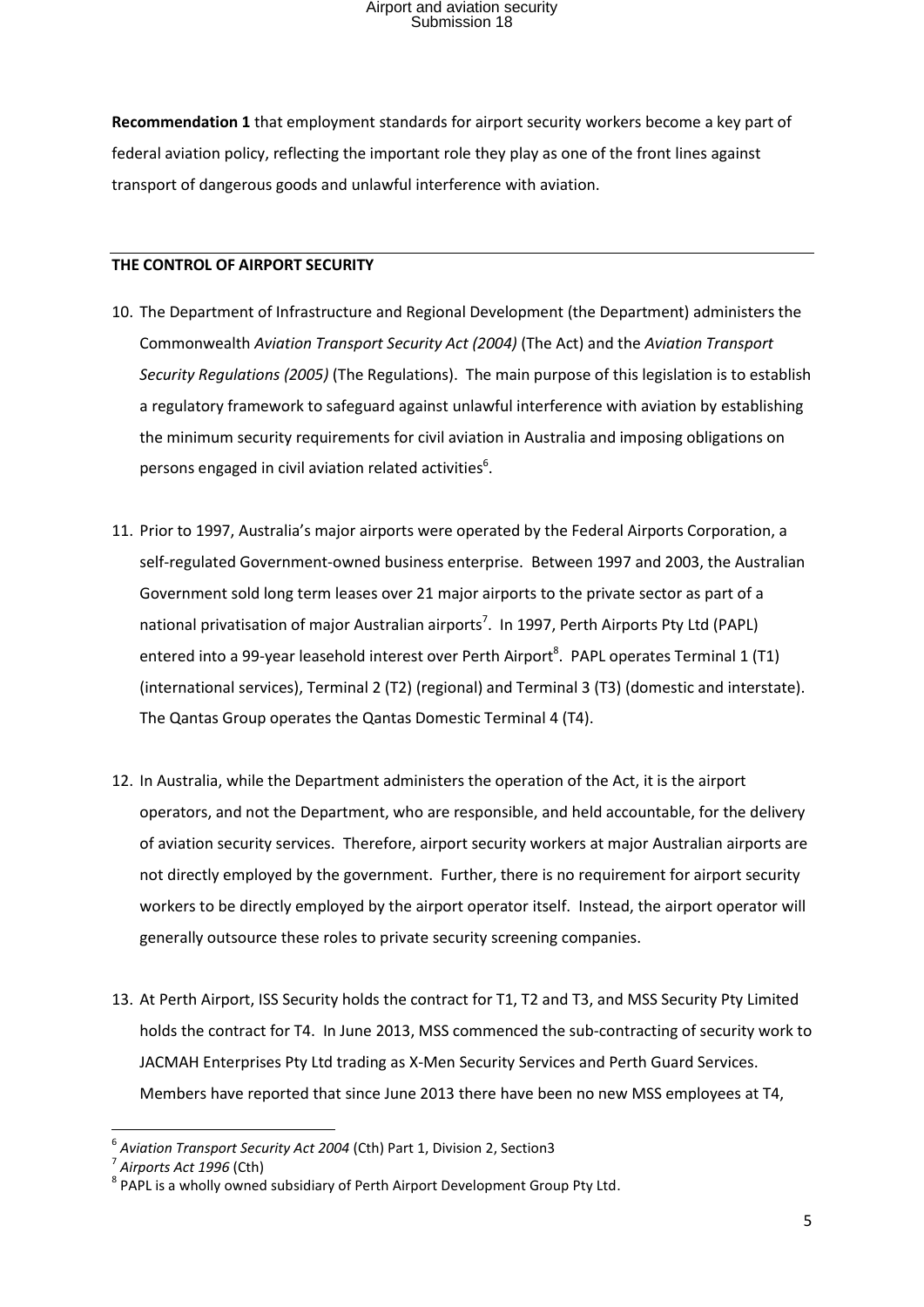**Recommendation 1** that employment standards for airport security workers become a key part of federal aviation policy, reflecting the important role they play as one of the front lines against transport of dangerous goods and unlawful interference with aviation.

---

**THE CONTROL OF AIRPORT SECURITY**

10. The Department of Infrastructure and Regional Development (the Department) administers the Commonwealth *Aviation Transport Security Act (2004)* (The Act) and the *Aviation Transport Security Regulations (2005)* (The Regulations). The main purpose of this legislation is to establish a regulatory framework to safeguard against unlawful interference with aviation by establishing the minimum security requirements for civil aviation in Australia and imposing obligations on persons engaged in civil aviation related activities[6].

11. Prior to 1997, Australia's major airports were operated by the Federal Airports Corporation, a self-regulated Government-owned business enterprise. Between 1997 and 2003, the Australian Government sold long term leases over 21 major airports to the private sector as part of a national privatisation of major Australian airports[7]. In 1997, Perth Airports Pty Ltd (PAPL) entered into a 99-year leasehold interest over Perth Airport[8]. PAPL operates Terminal 1 (T1) (international services), Terminal 2 (T2) (regional) and Terminal 3 (T3) (domestic and interstate). The Qantas Group operates the Qantas Domestic Terminal 4 (T4).

12. In Australia, while the Department administers the operation of the Act, it is the airport operators, and not the Department, who are responsible, and held accountable, for the delivery of aviation security services. Therefore, airport security workers at major Australian airports are not directly employed by the government. Further, there is no requirement for airport security workers to be directly employed by the airport operator itself. Instead, the airport operator will generally outsource these roles to private security screening companies.

13. At Perth Airport, ISS Security holds the contract for T1, T2 and T3, and MSS Security Pty Limited holds the contract for T4. In June 2013, MSS commenced the sub-contracting of security work to JACMAH Enterprises Pty Ltd trading as X-Men Security Services and Perth Guard Services. Members have reported that since June 2013 there have been no new MSS employees at T4,

---

[6] *Aviation Transport Security Act 2004* (Cth) Part 1, Division 2, Section3

[7] *Airports Act 1996* (Cth)

[8] PAPL is a wholly owned subsidiary of Perth Airport Development Group Pty Ltd.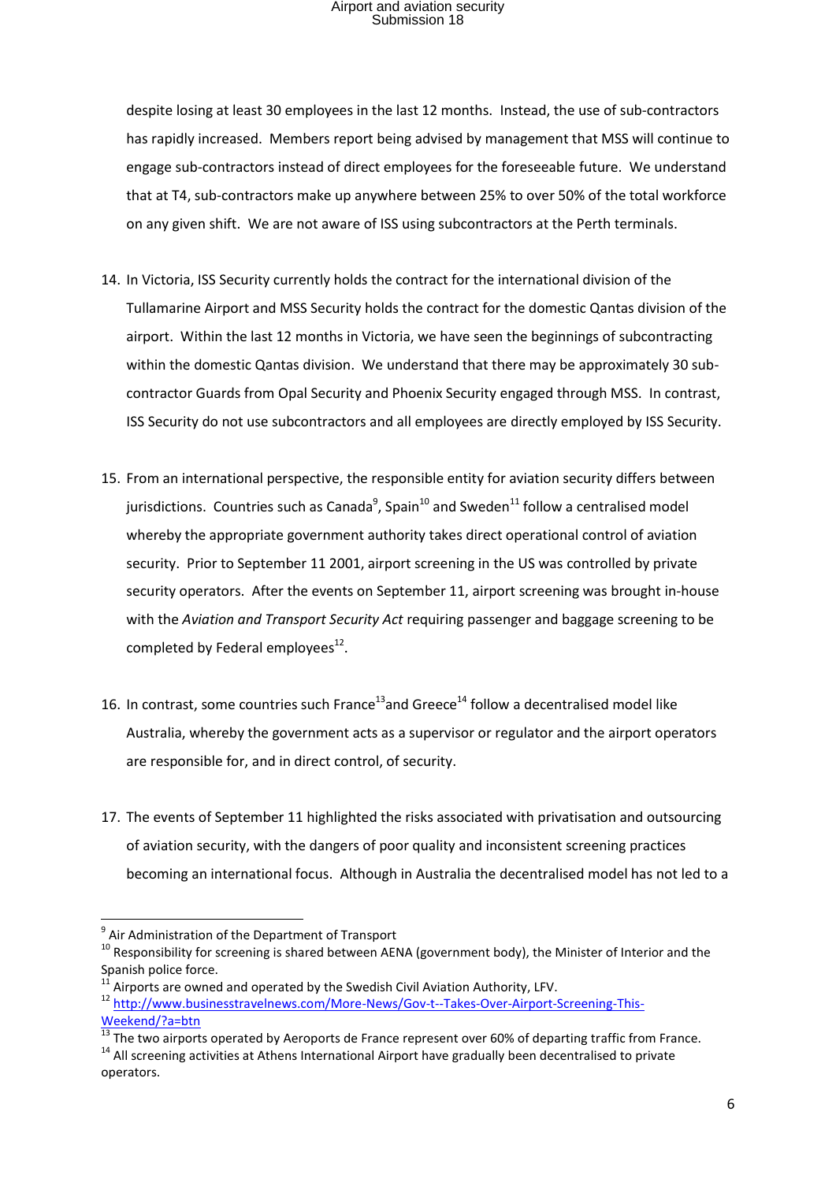despite losing at least 30 employees in the last 12 months. Instead, the use of sub-contractors has rapidly increased. Members report being advised by management that MSS will continue to engage sub-contractors instead of direct employees for the foreseeable future. We understand that at T4, sub-contractors make up anywhere between 25% to over 50% of the total workforce on any given shift. We are not aware of ISS using subcontractors at the Perth terminals.

14. In Victoria, ISS Security currently holds the contract for the international division of the Tullamarine Airport and MSS Security holds the contract for the domestic Qantas division of the airport. Within the last 12 months in Victoria, we have seen the beginnings of subcontracting within the domestic Qantas division. We understand that there may be approximately 30 sub-contractor Guards from Opal Security and Phoenix Security engaged through MSS. In contrast, ISS Security do not use subcontractors and all employees are directly employed by ISS Security.

15. From an international perspective, the responsible entity for aviation security differs between jurisdictions. Countries such as Canada[9], Spain[10] and Sweden[11] follow a centralised model whereby the appropriate government authority takes direct operational control of aviation security. Prior to September 11 2001, airport screening in the US was controlled by private security operators. After the events on September 11, airport screening was brought in-house with the *Aviation and Transport Security Act* requiring passenger and baggage screening to be completed by Federal employees[12].

16. In contrast, some countries such France[13]and Greece[14] follow a decentralised model like Australia, whereby the government acts as a supervisor or regulator and the airport operators are responsible for, and in direct control, of security.

17. The events of September 11 highlighted the risks associated with privatisation and outsourcing of aviation security, with the dangers of poor quality and inconsistent screening practices becoming an international focus. Although in Australia the decentralised model has not led to a

---

[9] Air Administration of the Department of Transport

[10] Responsibility for screening is shared between AENA (government body), the Minister of Interior and the Spanish police force.

[11] Airports are owned and operated by the Swedish Civil Aviation Authority, LFV.

[12] http://www.businesstravelnews.com/More-News/Gov-t--Takes-Over-Airport-Screening-This-Weekend/?a=btn

[13] The two airports operated by Aeroports de France represent over 60% of departing traffic from France.

[14] All screening activities at Athens International Airport have gradually been decentralised to private operators.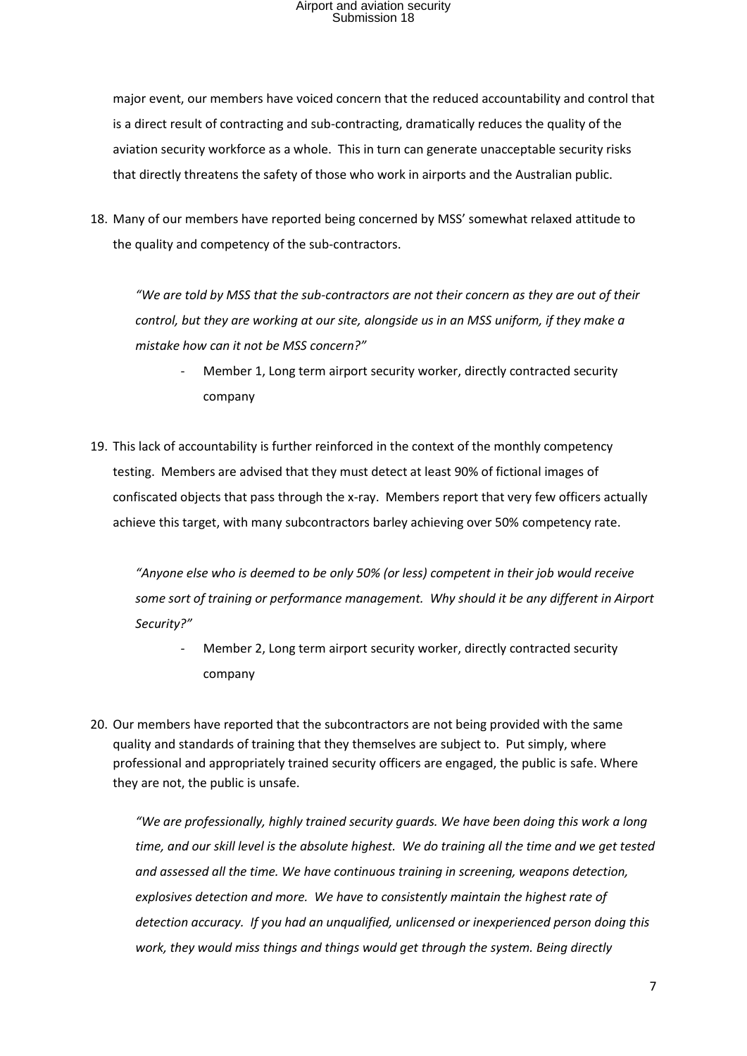major event, our members have voiced concern that the reduced accountability and control that is a direct result of contracting and sub-contracting, dramatically reduces the quality of the aviation security workforce as a whole. This in turn can generate unacceptable security risks that directly threatens the safety of those who work in airports and the Australian public.

18. Many of our members have reported being concerned by MSS' somewhat relaxed attitude to the quality and competency of the sub-contractors.

   *"We are told by MSS that the sub-contractors are not their concern as they are out of their control, but they are working at our site, alongside us in an MSS uniform, if they make a mistake how can it not be MSS concern?"*

   - Member 1, Long term airport security worker, directly contracted security company

19. This lack of accountability is further reinforced in the context of the monthly competency testing. Members are advised that they must detect at least 90% of fictional images of confiscated objects that pass through the x-ray. Members report that very few officers actually achieve this target, with many subcontractors barley achieving over 50% competency rate.

   *"Anyone else who is deemed to be only 50% (or less) competent in their job would receive some sort of training or performance management. Why should it be any different in Airport Security?"*

   - Member 2, Long term airport security worker, directly contracted security company

20. Our members have reported that the subcontractors are not being provided with the same quality and standards of training that they themselves are subject to. Put simply, where professional and appropriately trained security officers are engaged, the public is safe. Where they are not, the public is unsafe.

   *"We are professionally, highly trained security guards. We have been doing this work a long time, and our skill level is the absolute highest. We do training all the time and we get tested and assessed all the time. We have continuous training in screening, weapons detection, explosives detection and more. We have to consistently maintain the highest rate of detection accuracy. If you had an unqualified, unlicensed or inexperienced person doing this work, they would miss things and things would get through the system. Being directly*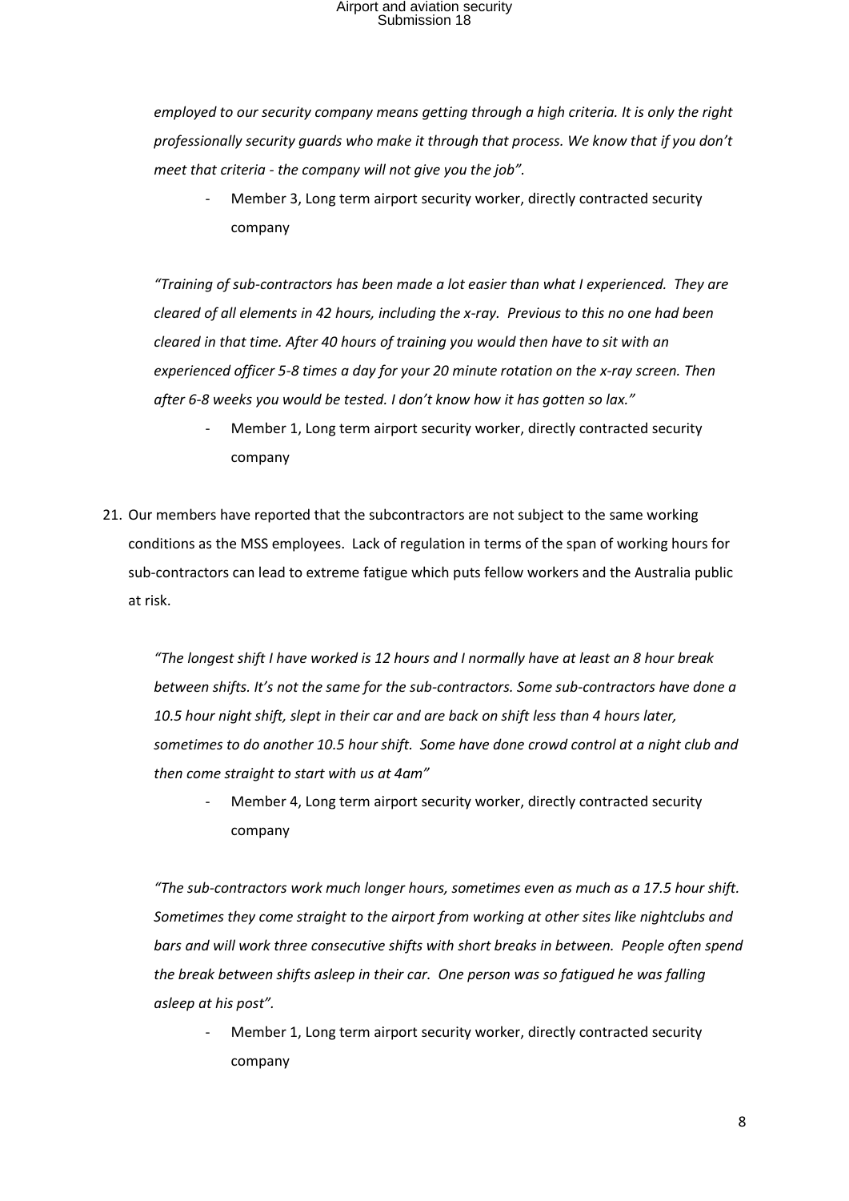*employed to our security company means getting through a high criteria. It is only the right professionally security guards who make it through that process. We know that if you don't meet that criteria - the company will not give you the job".*

- Member 3, Long term airport security worker, directly contracted security company

*"Training of sub-contractors has been made a lot easier than what I experienced. They are cleared of all elements in 42 hours, including the x-ray. Previous to this no one had been cleared in that time. After 40 hours of training you would then have to sit with an experienced officer 5-8 times a day for your 20 minute rotation on the x-ray screen. Then after 6-8 weeks you would be tested. I don't know how it has gotten so lax."*

- Member 1, Long term airport security worker, directly contracted security company

21. Our members have reported that the subcontractors are not subject to the same working conditions as the MSS employees. Lack of regulation in terms of the span of working hours for sub-contractors can lead to extreme fatigue which puts fellow workers and the Australia public at risk.

*"The longest shift I have worked is 12 hours and I normally have at least an 8 hour break between shifts. It's not the same for the sub-contractors. Some sub-contractors have done a 10.5 hour night shift, slept in their car and are back on shift less than 4 hours later, sometimes to do another 10.5 hour shift. Some have done crowd control at a night club and then come straight to start with us at 4am"*

- Member 4, Long term airport security worker, directly contracted security company

*"The sub-contractors work much longer hours, sometimes even as much as a 17.5 hour shift. Sometimes they come straight to the airport from working at other sites like nightclubs and bars and will work three consecutive shifts with short breaks in between. People often spend the break between shifts asleep in their car. One person was so fatigued he was falling asleep at his post".*

- Member 1, Long term airport security worker, directly contracted security company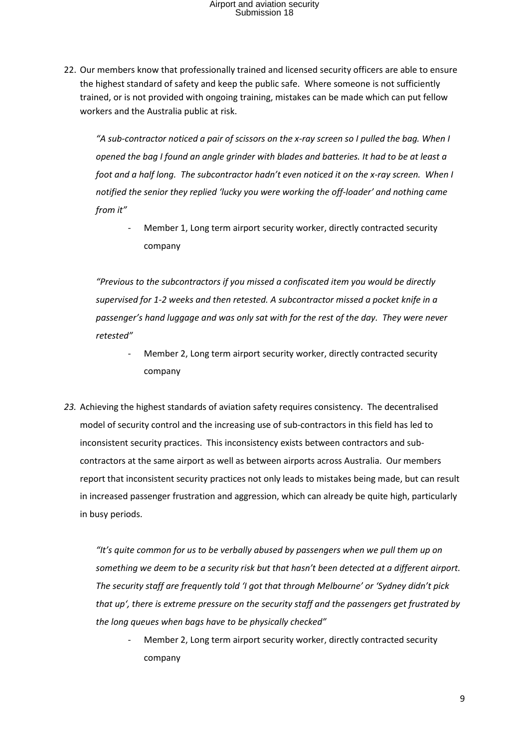22. Our members know that professionally trained and licensed security officers are able to ensure the highest standard of safety and keep the public safe. Where someone is not sufficiently trained, or is not provided with ongoing training, mistakes can be made which can put fellow workers and the Australia public at risk.

> *"A sub-contractor noticed a pair of scissors on the x-ray screen so I pulled the bag. When I opened the bag I found an angle grinder with blades and batteries. It had to be at least a foot and a half long. The subcontractor hadn't even noticed it on the x-ray screen. When I notified the senior they replied 'lucky you were working the off-loader' and nothing came from it"*
>
> - Member 1, Long term airport security worker, directly contracted security company

> *"Previous to the subcontractors if you missed a confiscated item you would be directly supervised for 1-2 weeks and then retested. A subcontractor missed a pocket knife in a passenger's hand luggage and was only sat with for the rest of the day. They were never retested"*
>
> - Member 2, Long term airport security worker, directly contracted security company

23. Achieving the highest standards of aviation safety requires consistency. The decentralised model of security control and the increasing use of sub-contractors in this field has led to inconsistent security practices. This inconsistency exists between contractors and sub-contractors at the same airport as well as between airports across Australia. Our members report that inconsistent security practices not only leads to mistakes being made, but can result in increased passenger frustration and aggression, which can already be quite high, particularly in busy periods.

> *"It's quite common for us to be verbally abused by passengers when we pull them up on something we deem to be a security risk but that hasn't been detected at a different airport. The security staff are frequently told 'I got that through Melbourne' or 'Sydney didn't pick that up', there is extreme pressure on the security staff and the passengers get frustrated by the long queues when bags have to be physically checked"*
>
> - Member 2, Long term airport security worker, directly contracted security company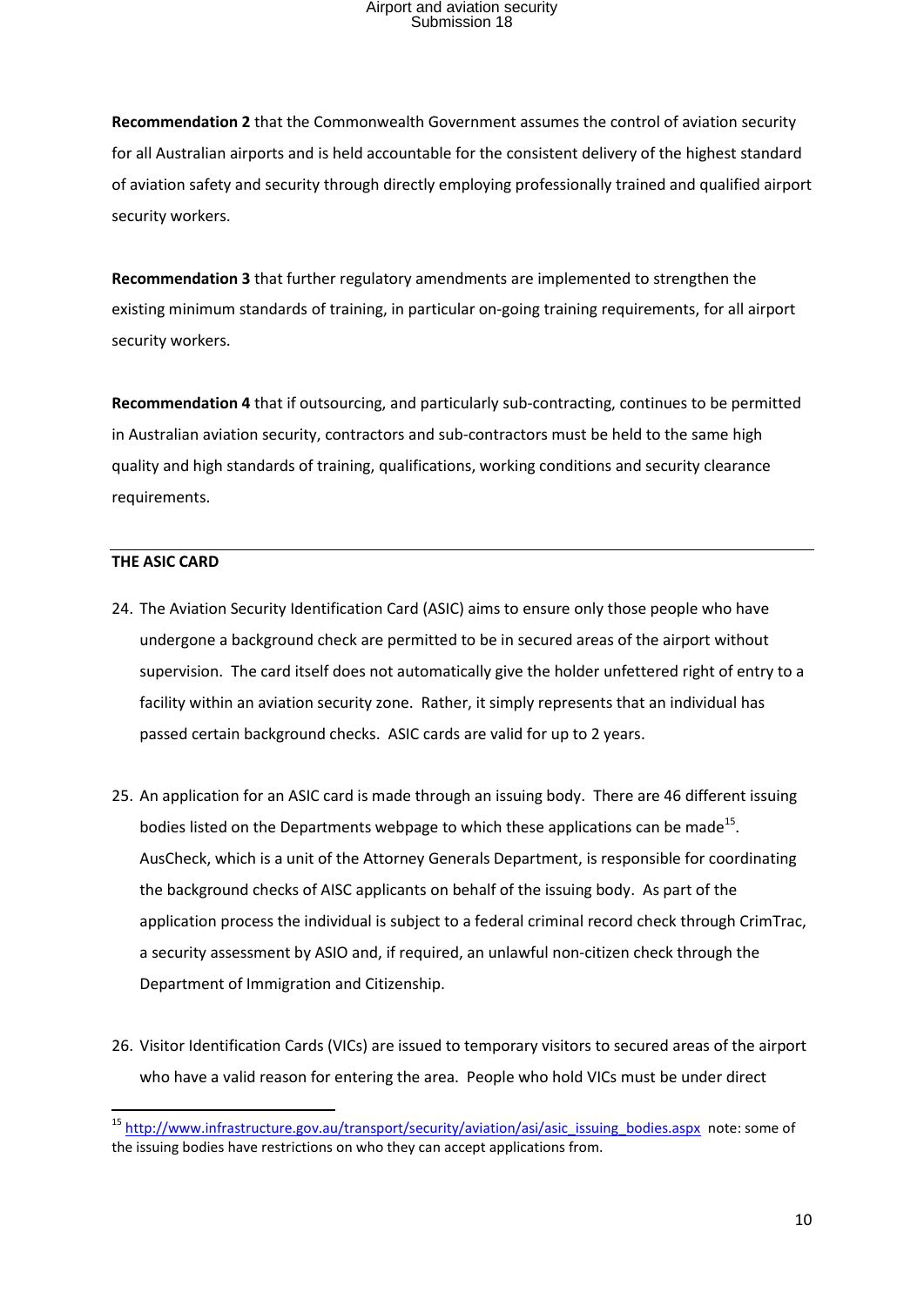**Recommendation 2** that the Commonwealth Government assumes the control of aviation security for all Australian airports and is held accountable for the consistent delivery of the highest standard of aviation safety and security through directly employing professionally trained and qualified airport security workers.

**Recommendation 3** that further regulatory amendments are implemented to strengthen the existing minimum standards of training, in particular on-going training requirements, for all airport security workers.

**Recommendation 4** that if outsourcing, and particularly sub-contracting, continues to be permitted in Australian aviation security, contractors and sub-contractors must be held to the same high quality and high standards of training, qualifications, working conditions and security clearance requirements.

---

**THE ASIC CARD**

24. The Aviation Security Identification Card (ASIC) aims to ensure only those people who have undergone a background check are permitted to be in secured areas of the airport without supervision. The card itself does not automatically give the holder unfettered right of entry to a facility within an aviation security zone. Rather, it simply represents that an individual has passed certain background checks. ASIC cards are valid for up to 2 years.

25. An application for an ASIC card is made through an issuing body. There are 46 different issuing bodies listed on the Departments webpage to which these applications can be made[15]. AusCheck, which is a unit of the Attorney Generals Department, is responsible for coordinating the background checks of AISC applicants on behalf of the issuing body. As part of the application process the individual is subject to a federal criminal record check through CrimTrac, a security assessment by ASIO and, if required, an unlawful non-citizen check through the Department of Immigration and Citizenship.

26. Visitor Identification Cards (VICs) are issued to temporary visitors to secured areas of the airport who have a valid reason for entering the area. People who hold VICs must be under direct

---

[15] http://www.infrastructure.gov.au/transport/security/aviation/asi/asic_issuing_bodies.aspx note: some of the issuing bodies have restrictions on who they can accept applications from.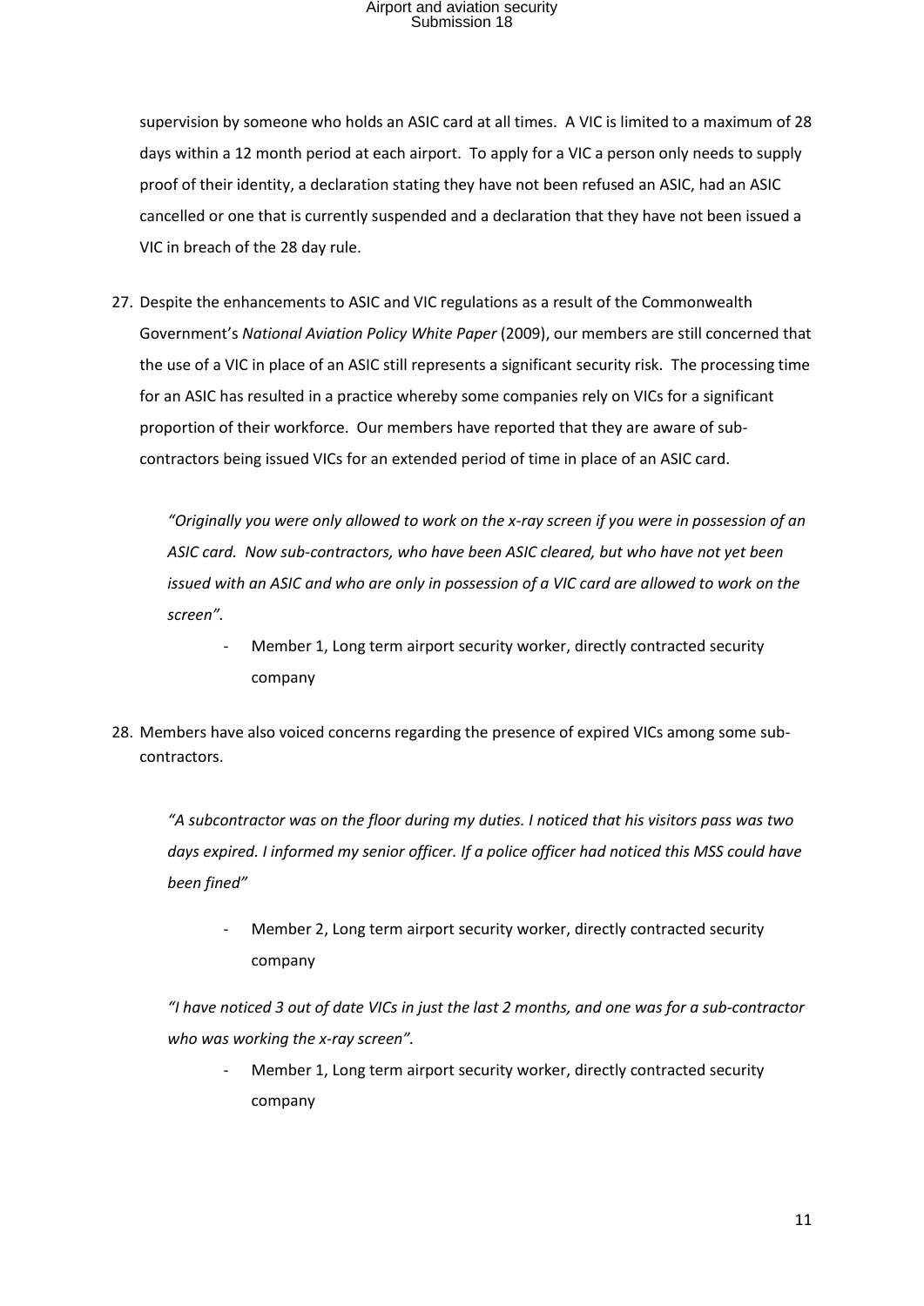supervision by someone who holds an ASIC card at all times. A VIC is limited to a maximum of 28 days within a 12 month period at each airport. To apply for a VIC a person only needs to supply proof of their identity, a declaration stating they have not been refused an ASIC, had an ASIC cancelled or one that is currently suspended and a declaration that they have not been issued a VIC in breach of the 28 day rule.

27. Despite the enhancements to ASIC and VIC regulations as a result of the Commonwealth Government's *National Aviation Policy White Paper* (2009), our members are still concerned that the use of a VIC in place of an ASIC still represents a significant security risk. The processing time for an ASIC has resulted in a practice whereby some companies rely on VICs for a significant proportion of their workforce. Our members have reported that they are aware of sub-contractors being issued VICs for an extended period of time in place of an ASIC card.

   *"Originally you were only allowed to work on the x-ray screen if you were in possession of an ASIC card. Now sub-contractors, who have been ASIC cleared, but who have not yet been issued with an ASIC and who are only in possession of a VIC card are allowed to work on the screen".*

   - Member 1, Long term airport security worker, directly contracted security company

28. Members have also voiced concerns regarding the presence of expired VICs among some sub-contractors.

   *"A subcontractor was on the floor during my duties. I noticed that his visitors pass was two days expired. I informed my senior officer. If a police officer had noticed this MSS could have been fined"*

   - Member 2, Long term airport security worker, directly contracted security company

   *"I have noticed 3 out of date VICs in just the last 2 months, and one was for a sub-contractor who was working the x-ray screen".*

   - Member 1, Long term airport security worker, directly contracted security company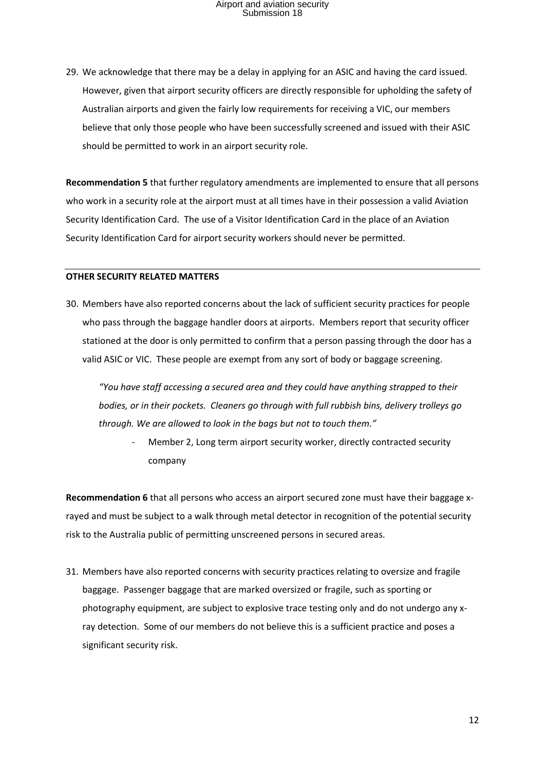29. We acknowledge that there may be a delay in applying for an ASIC and having the card issued. However, given that airport security officers are directly responsible for upholding the safety of Australian airports and given the fairly low requirements for receiving a VIC, our members believe that only those people who have been successfully screened and issued with their ASIC should be permitted to work in an airport security role.

**Recommendation 5** that further regulatory amendments are implemented to ensure that all persons who work in a security role at the airport must at all times have in their possession a valid Aviation Security Identification Card. The use of a Visitor Identification Card in the place of an Aviation Security Identification Card for airport security workers should never be permitted.

---

**OTHER SECURITY RELATED MATTERS**

30. Members have also reported concerns about the lack of sufficient security practices for people who pass through the baggage handler doors at airports. Members report that security officer stationed at the door is only permitted to confirm that a person passing through the door has a valid ASIC or VIC. These people are exempt from any sort of body or baggage screening.

> *"You have staff accessing a secured area and they could have anything strapped to their bodies, or in their pockets. Cleaners go through with full rubbish bins, delivery trolleys go through. We are allowed to look in the bags but not to touch them."*
>
> - Member 2, Long term airport security worker, directly contracted security company

**Recommendation 6** that all persons who access an airport secured zone must have their baggage x-rayed and must be subject to a walk through metal detector in recognition of the potential security risk to the Australia public of permitting unscreened persons in secured areas.

31. Members have also reported concerns with security practices relating to oversize and fragile baggage. Passenger baggage that are marked oversized or fragile, such as sporting or photography equipment, are subject to explosive trace testing only and do not undergo any x-ray detection. Some of our members do not believe this is a sufficient practice and poses a significant security risk.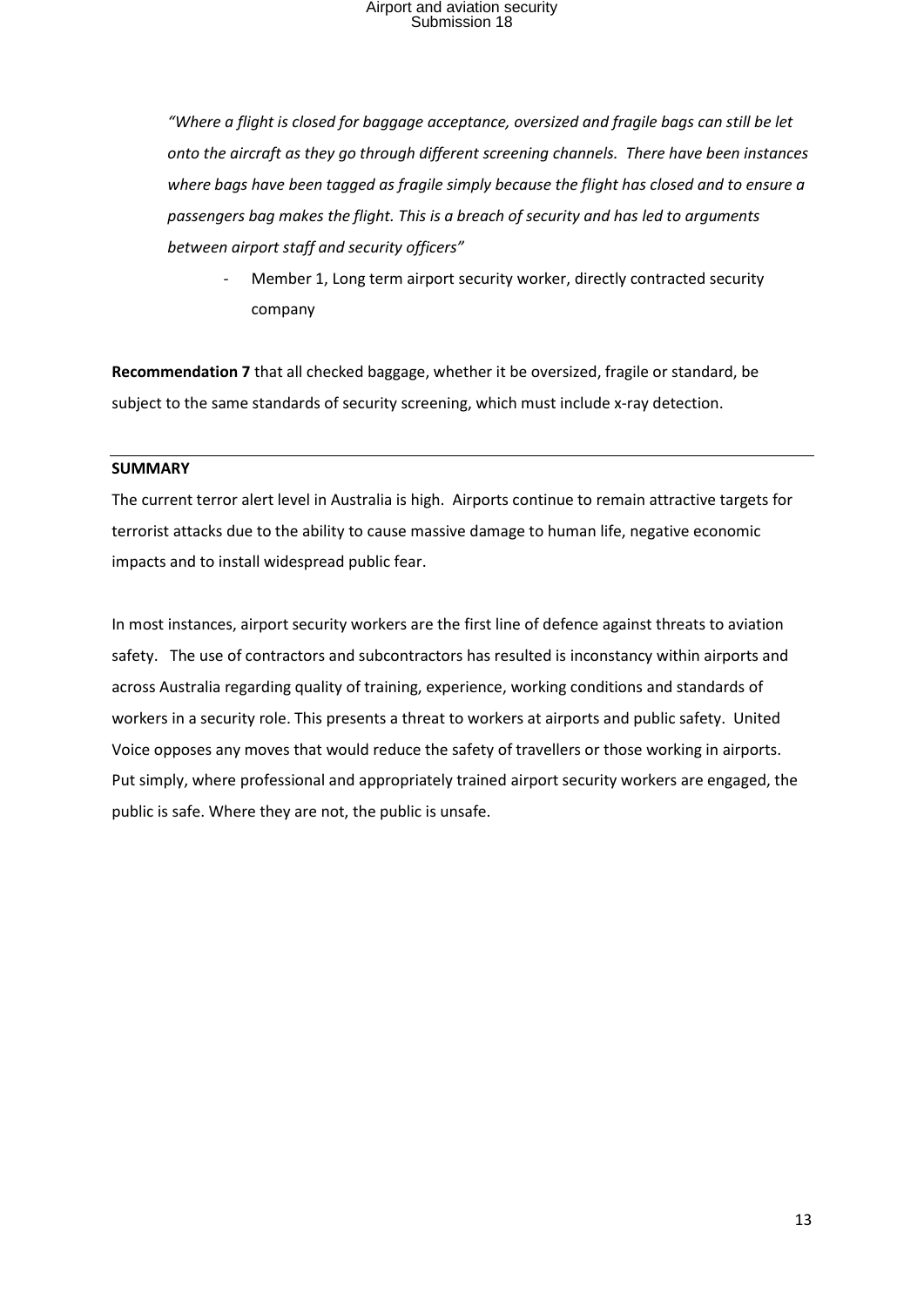*"Where a flight is closed for baggage acceptance, oversized and fragile bags can still be let onto the aircraft as they go through different screening channels. There have been instances where bags have been tagged as fragile simply because the flight has closed and to ensure a passengers bag makes the flight. This is a breach of security and has led to arguments between airport staff and security officers"*

- Member 1, Long term airport security worker, directly contracted security company

**Recommendation 7** that all checked baggage, whether it be oversized, fragile or standard, be subject to the same standards of security screening, which must include x-ray detection.

---

**SUMMARY**

The current terror alert level in Australia is high. Airports continue to remain attractive targets for terrorist attacks due to the ability to cause massive damage to human life, negative economic impacts and to install widespread public fear.

In most instances, airport security workers are the first line of defence against threats to aviation safety. The use of contractors and subcontractors has resulted is inconstancy within airports and across Australia regarding quality of training, experience, working conditions and standards of workers in a security role. This presents a threat to workers at airports and public safety. United Voice opposes any moves that would reduce the safety of travellers or those working in airports. Put simply, where professional and appropriately trained airport security workers are engaged, the public is safe. Where they are not, the public is unsafe.